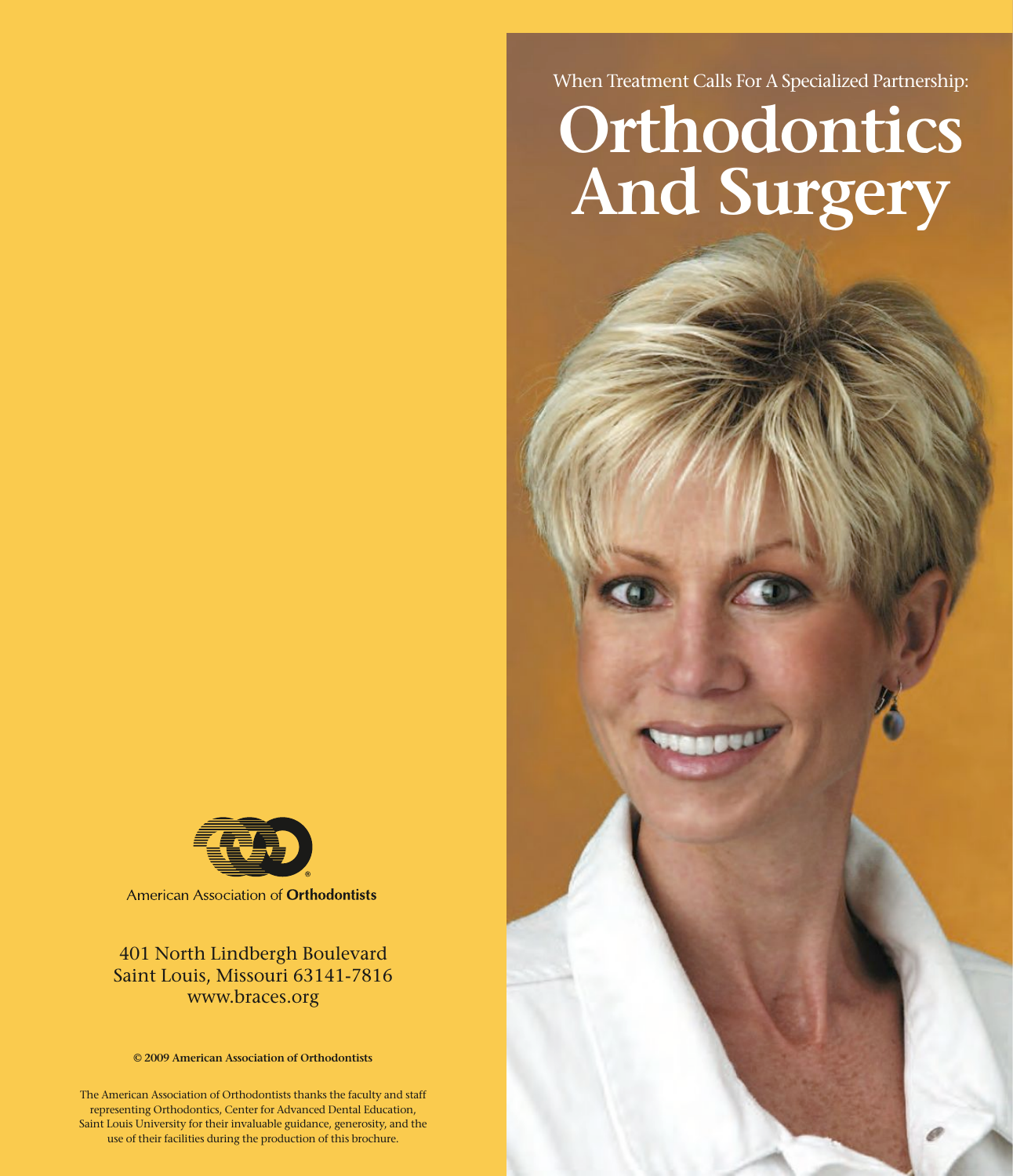When Treatment Calls For A Specialized Partnership:

# Orthodontics And Surgery

American Association of **Orthodontists**

401 North Lindbergh Boulevard
Saint Louis, Missouri 63141-7816
www.braces.org

**© 2009 American Association of Orthodontists**

The American Association of Orthodontists thanks the faculty and staff representing Orthodontics, Center for Advanced Dental Education, Saint Louis University for their invaluable guidance, generosity, and the use of their facilities during the production of this brochure.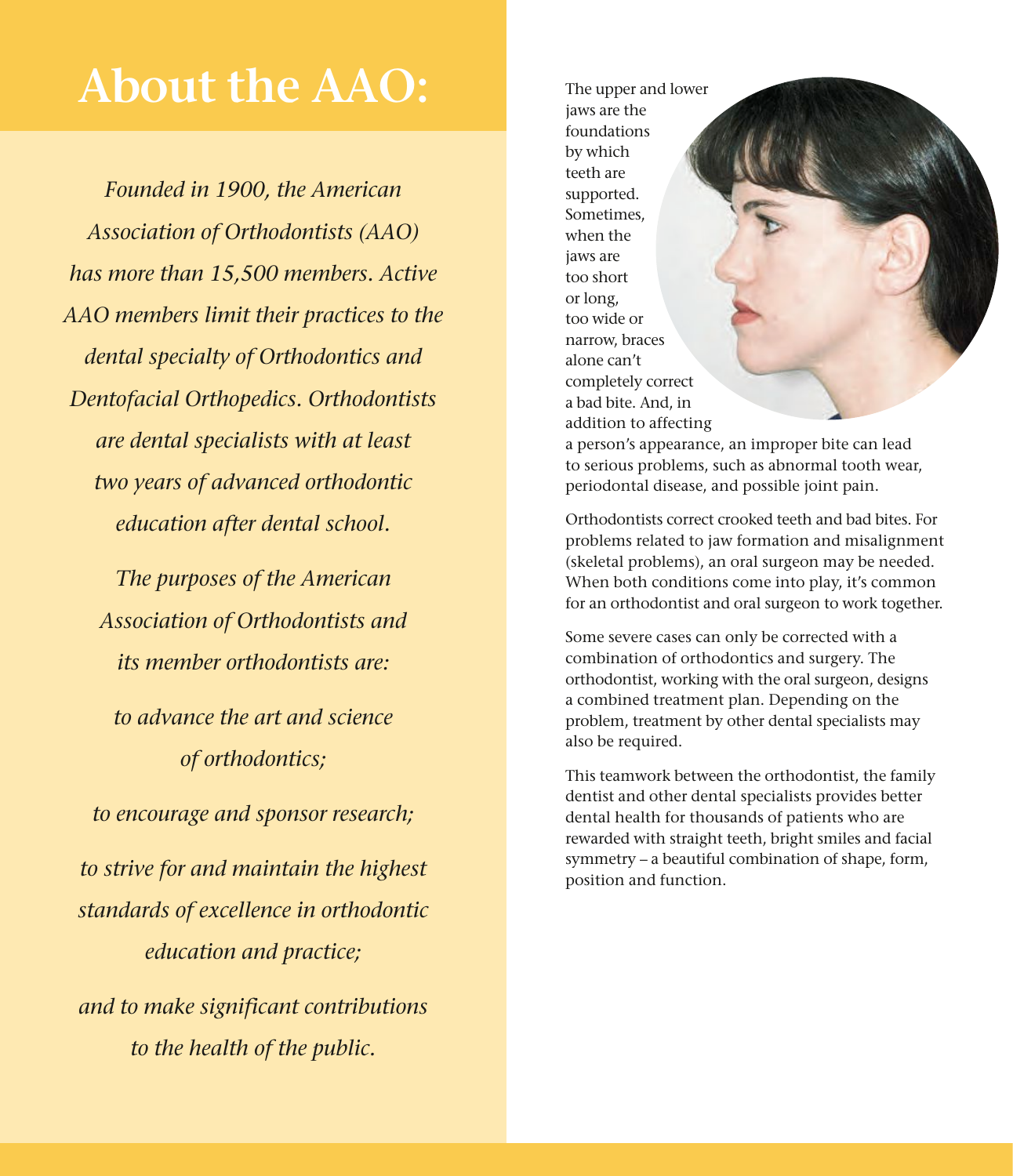# About the AAO:

*Founded in 1900, the American Association of Orthodontists (AAO) has more than 15,500 members. Active AAO members limit their practices to the dental specialty of Orthodontics and Dentofacial Orthopedics. Orthodontists are dental specialists with at least two years of advanced orthodontic education after dental school.*

*The purposes of the American Association of Orthodontists and its member orthodontists are:*

*to advance the art and science of orthodontics;*

*to encourage and sponsor research;*

*to strive for and maintain the highest standards of excellence in orthodontic education and practice;*

*and to make significant contributions to the health of the public.*

The upper and lower jaws are the foundations by which teeth are supported. Sometimes, when the jaws are too short or long, too wide or narrow, braces alone can't completely correct a bad bite. And, in addition to affecting a person's appearance, an improper bite can lead to serious problems, such as abnormal tooth wear, periodontal disease, and possible joint pain.

Orthodontists correct crooked teeth and bad bites. For problems related to jaw formation and misalignment (skeletal problems), an oral surgeon may be needed. When both conditions come into play, it's common for an orthodontist and oral surgeon to work together.

Some severe cases can only be corrected with a combination of orthodontics and surgery. The orthodontist, working with the oral surgeon, designs a combined treatment plan. Depending on the problem, treatment by other dental specialists may also be required.

This teamwork between the orthodontist, the family dentist and other dental specialists provides better dental health for thousands of patients who are rewarded with straight teeth, bright smiles and facial symmetry – a beautiful combination of shape, form, position and function.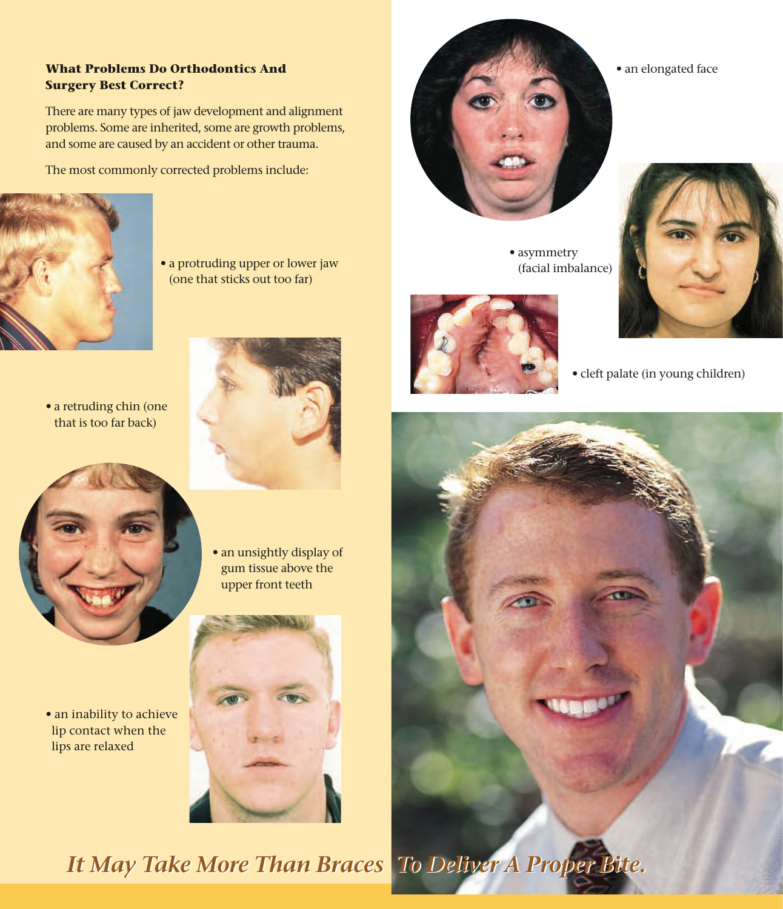### What Problems Do Orthodontics And Surgery Best Correct?

There are many types of jaw development and alignment problems. Some are inherited, some are growth problems, and some are caused by an accident or other trauma.

The most commonly corrected problems include:

- a protruding upper or lower jaw (one that sticks out too far)
- a retruding chin (one that is too far back)
- an unsightly display of gum tissue above the upper front teeth
- an inability to achieve lip contact when the lips are relaxed
- an elongated face
- asymmetry (facial imbalance)
- cleft palate (in young children)

*It May Take More Than Braces To Deliver A Proper Bite.*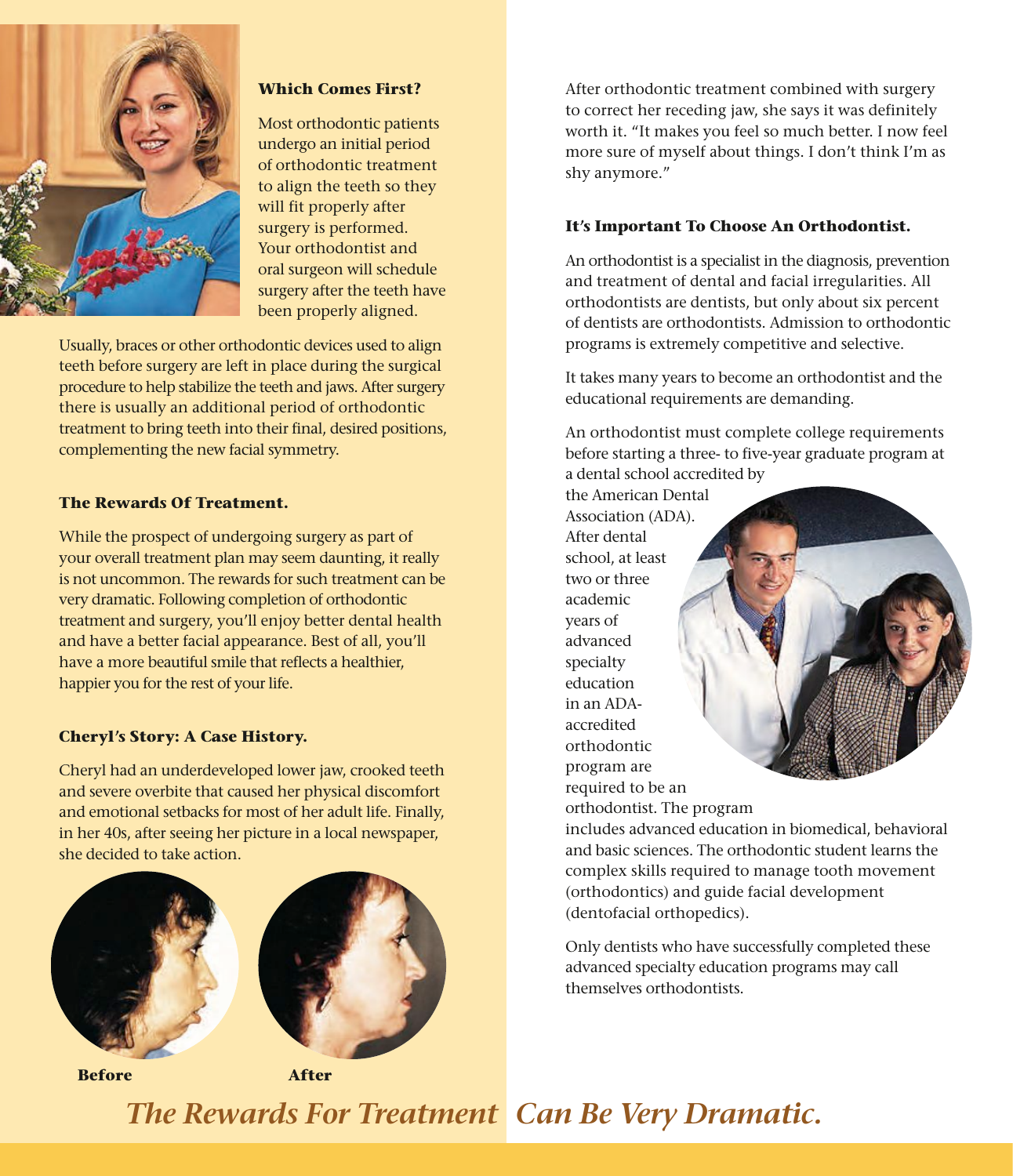### Which Comes First?

Most orthodontic patients undergo an initial period of orthodontic treatment to align the teeth so they will fit properly after surgery is performed. Your orthodontist and oral surgeon will schedule surgery after the teeth have been properly aligned.

Usually, braces or other orthodontic devices used to align teeth before surgery are left in place during the surgical procedure to help stabilize the teeth and jaws. After surgery there is usually an additional period of orthodontic treatment to bring teeth into their final, desired positions, complementing the new facial symmetry.

### The Rewards Of Treatment.

While the prospect of undergoing surgery as part of your overall treatment plan may seem daunting, it really is not uncommon. The rewards for such treatment can be very dramatic. Following completion of orthodontic treatment and surgery, you'll enjoy better dental health and have a better facial appearance. Best of all, you'll have a more beautiful smile that reflects a healthier, happier you for the rest of your life.

### Cheryl's Story: A Case History.

Cheryl had an underdeveloped lower jaw, crooked teeth and severe overbite that caused her physical discomfort and emotional setbacks for most of her adult life. Finally, in her 40s, after seeing her picture in a local newspaper, she decided to take action.

**Before** **After**

After orthodontic treatment combined with surgery to correct her receding jaw, she says it was definitely worth it. "It makes you feel so much better. I now feel more sure of myself about things. I don't think I'm as shy anymore."

### It's Important To Choose An Orthodontist.

An orthodontist is a specialist in the diagnosis, prevention and treatment of dental and facial irregularities. All orthodontists are dentists, but only about six percent of dentists are orthodontists. Admission to orthodontic programs is extremely competitive and selective.

It takes many years to become an orthodontist and the educational requirements are demanding.

An orthodontist must complete college requirements before starting a three- to five-year graduate program at a dental school accredited by the American Dental Association (ADA). After dental school, at least two or three academic years of advanced specialty education in an ADA-accredited orthodontic program are required to be an orthodontist. The program includes advanced education in biomedical, behavioral and basic sciences. The orthodontic student learns the complex skills required to manage tooth movement (orthodontics) and guide facial development (dentofacial orthopedics).

Only dentists who have successfully completed these advanced specialty education programs may call themselves orthodontists.

*The Rewards For Treatment Can Be Very Dramatic.*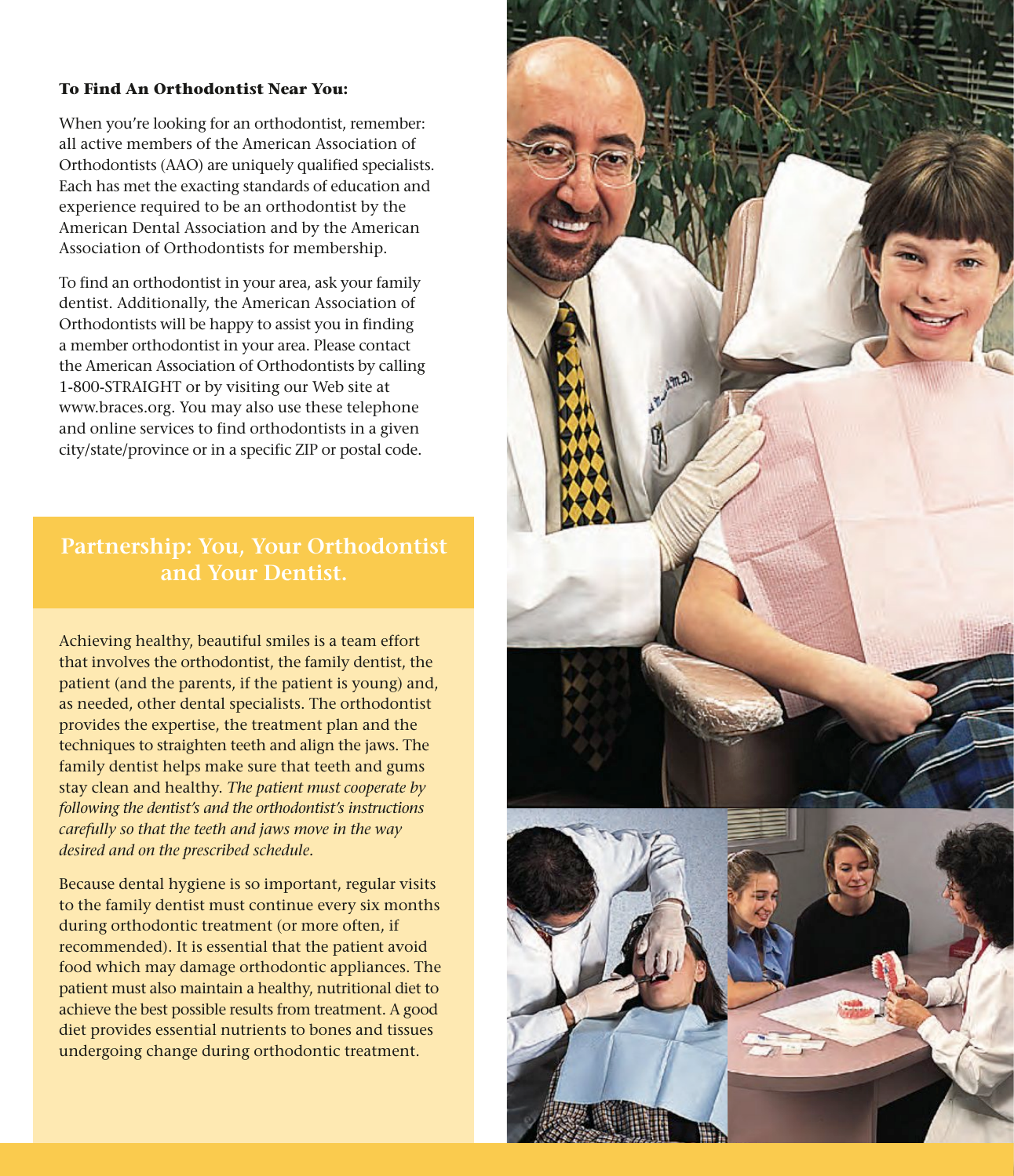**To Find An Orthodontist Near You:**

When you're looking for an orthodontist, remember: all active members of the American Association of Orthodontists (AAO) are uniquely qualified specialists. Each has met the exacting standards of education and experience required to be an orthodontist by the American Dental Association and by the American Association of Orthodontists for membership.

To find an orthodontist in your area, ask your family dentist. Additionally, the American Association of Orthodontists will be happy to assist you in finding a member orthodontist in your area. Please contact the American Association of Orthodontists by calling 1-800-STRAIGHT or by visiting our Web site at www.braces.org. You may also use these telephone and online services to find orthodontists in a given city/state/province or in a specific ZIP or postal code.

## Partnership: You, Your Orthodontist and Your Dentist.

Achieving healthy, beautiful smiles is a team effort that involves the orthodontist, the family dentist, the patient (and the parents, if the patient is young) and, as needed, other dental specialists. The orthodontist provides the expertise, the treatment plan and the techniques to straighten teeth and align the jaws. The family dentist helps make sure that teeth and gums stay clean and healthy. *The patient must cooperate by following the dentist's and the orthodontist's instructions carefully so that the teeth and jaws move in the way desired and on the prescribed schedule.*

Because dental hygiene is so important, regular visits to the family dentist must continue every six months during orthodontic treatment (or more often, if recommended). It is essential that the patient avoid food which may damage orthodontic appliances. The patient must also maintain a healthy, nutritional diet to achieve the best possible results from treatment. A good diet provides essential nutrients to bones and tissues undergoing change during orthodontic treatment.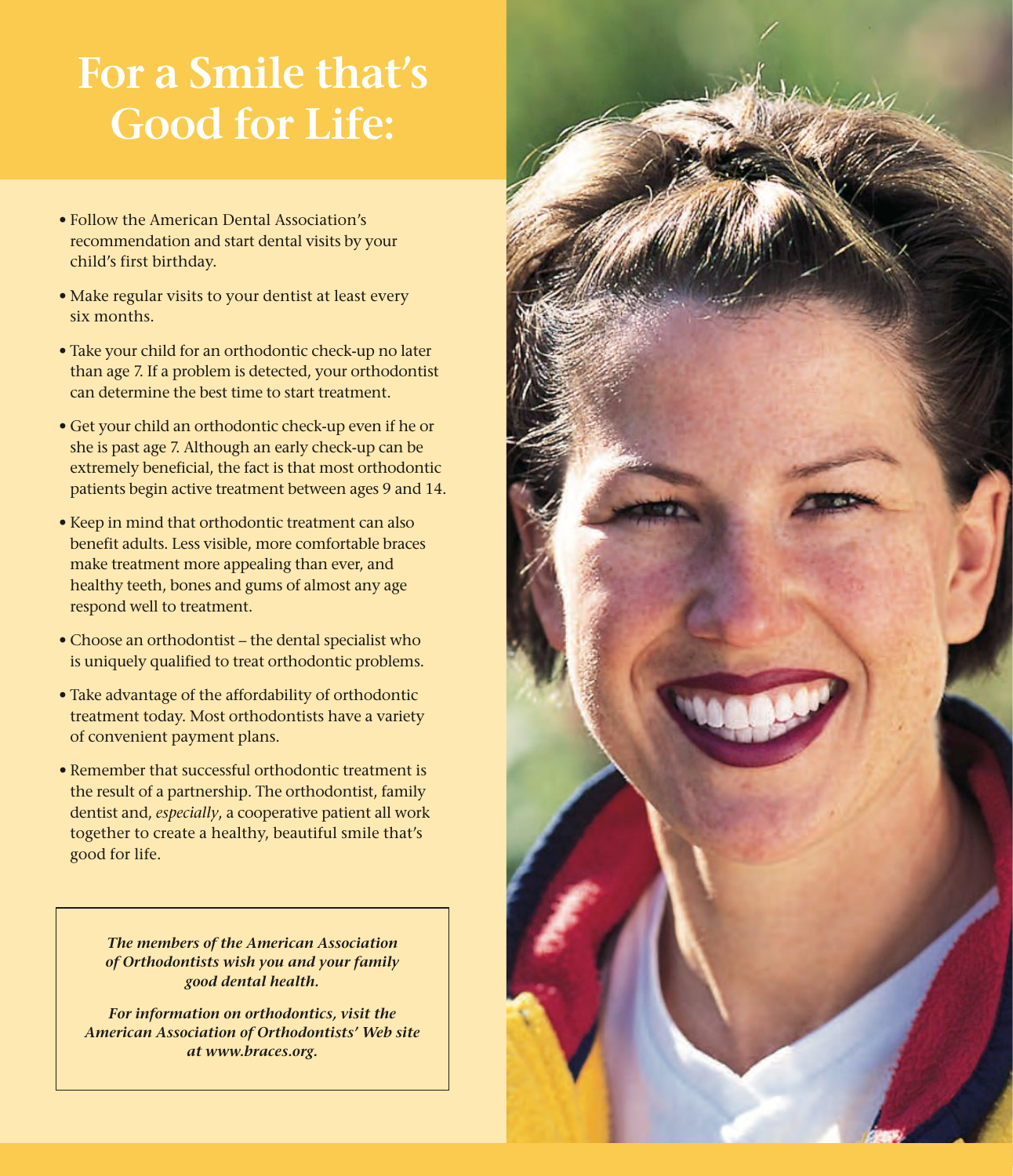# For a Smile that's Good for Life:

- Follow the American Dental Association's recommendation and start dental visits by your child's first birthday.
- Make regular visits to your dentist at least every six months.
- Take your child for an orthodontic check-up no later than age 7. If a problem is detected, your orthodontist can determine the best time to start treatment.
- Get your child an orthodontic check-up even if he or she is past age 7. Although an early check-up can be extremely beneficial, the fact is that most orthodontic patients begin active treatment between ages 9 and 14.
- Keep in mind that orthodontic treatment can also benefit adults. Less visible, more comfortable braces make treatment more appealing than ever, and healthy teeth, bones and gums of almost any age respond well to treatment.
- Choose an orthodontist – the dental specialist who is uniquely qualified to treat orthodontic problems.
- Take advantage of the affordability of orthodontic treatment today. Most orthodontists have a variety of convenient payment plans.
- Remember that successful orthodontic treatment is the result of a partnership. The orthodontist, family dentist and, *especially*, a cooperative patient all work together to create a healthy, beautiful smile that's good for life.

***The members of the American Association of Orthodontists wish you and your family good dental health.***

***For information on orthodontics, visit the American Association of Orthodontists' Web site at www.braces.org.***